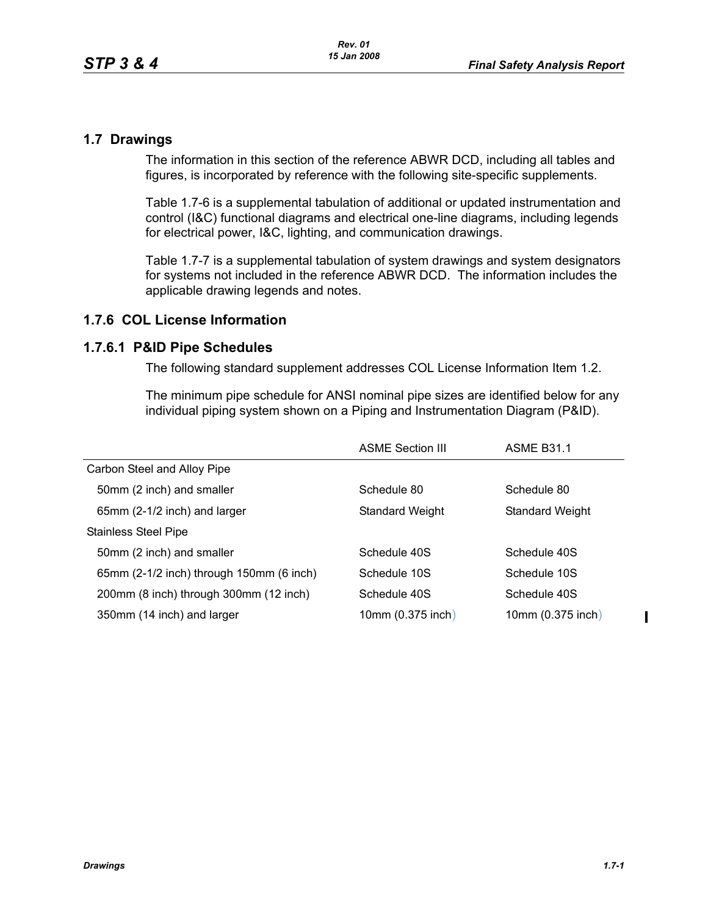## 1.7 Drawings

The information in this section of the reference ABWR DCD, including all tables and figures, is incorporated by reference with the following site-specific supplements.

Table 1.7-6 is a supplemental tabulation of additional or updated instrumentation and control (I&C) functional diagrams and electrical one-line diagrams, including legends for electrical power, I&C, lighting, and communication drawings.

Table 1.7-7 is a supplemental tabulation of system drawings and system designators for systems not included in the reference ABWR DCD. The information includes the applicable drawing legends and notes.

### 1.7.6 COL License Information

#### 1.7.6.1 P&ID Pipe Schedules

The following standard supplement addresses COL License Information Item 1.2.

The minimum pipe schedule for ANSI nominal pipe sizes are identified below for any individual piping system shown on a Piping and Instrumentation Diagram (P&ID).

| | ASME Section III | ASME B31.1 |
|---|---|---|
| Carbon Steel and Alloy Pipe | | |
| 50mm (2 inch) and smaller | Schedule 80 | Schedule 80 |
| 65mm (2-1/2 inch) and larger | Standard Weight | Standard Weight |
| Stainless Steel Pipe | | |
| 50mm (2 inch) and smaller | Schedule 40S | Schedule 40S |
| 65mm (2-1/2 inch) through 150mm (6 inch) | Schedule 10S | Schedule 10S |
| 200mm (8 inch) through 300mm (12 inch) | Schedule 40S | Schedule 40S |
| 350mm (14 inch) and larger | 10mm (0.375 inch) | 10mm (0.375 inch) |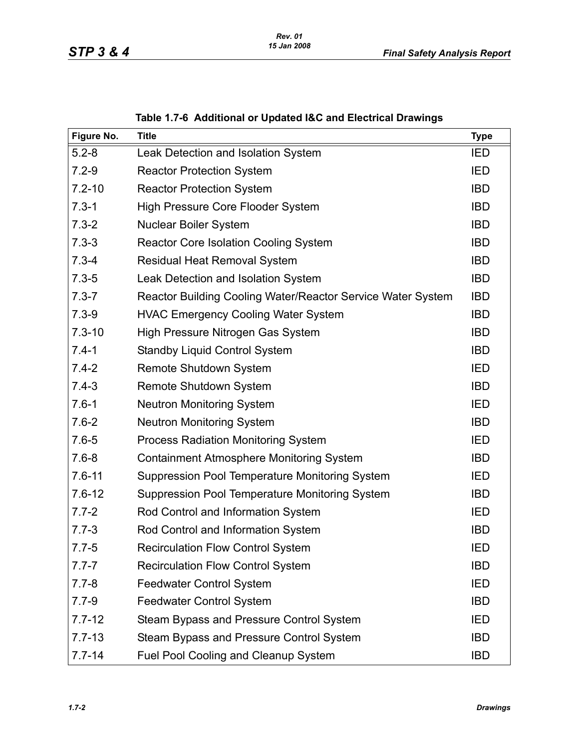**Table 1.7-6 Additional or Updated I&C and Electrical Drawings**

| Figure No. | Title | Type |
|---|---|---|
| 5.2-8 | Leak Detection and Isolation System | IED |
| 7.2-9 | Reactor Protection System | IED |
| 7.2-10 | Reactor Protection System | IBD |
| 7.3-1 | High Pressure Core Flooder System | IBD |
| 7.3-2 | Nuclear Boiler System | IBD |
| 7.3-3 | Reactor Core Isolation Cooling System | IBD |
| 7.3-4 | Residual Heat Removal System | IBD |
| 7.3-5 | Leak Detection and Isolation System | IBD |
| 7.3-7 | Reactor Building Cooling Water/Reactor Service Water System | IBD |
| 7.3-9 | HVAC Emergency Cooling Water System | IBD |
| 7.3-10 | High Pressure Nitrogen Gas System | IBD |
| 7.4-1 | Standby Liquid Control System | IBD |
| 7.4-2 | Remote Shutdown System | IED |
| 7.4-3 | Remote Shutdown System | IBD |
| 7.6-1 | Neutron Monitoring System | IED |
| 7.6-2 | Neutron Monitoring System | IBD |
| 7.6-5 | Process Radiation Monitoring System | IED |
| 7.6-8 | Containment Atmosphere Monitoring System | IBD |
| 7.6-11 | Suppression Pool Temperature Monitoring System | IED |
| 7.6-12 | Suppression Pool Temperature Monitoring System | IBD |
| 7.7-2 | Rod Control and Information System | IED |
| 7.7-3 | Rod Control and Information System | IBD |
| 7.7-5 | Recirculation Flow Control System | IED |
| 7.7-7 | Recirculation Flow Control System | IBD |
| 7.7-8 | Feedwater Control System | IED |
| 7.7-9 | Feedwater Control System | IBD |
| 7.7-12 | Steam Bypass and Pressure Control System | IED |
| 7.7-13 | Steam Bypass and Pressure Control System | IBD |
| 7.7-14 | Fuel Pool Cooling and Cleanup System | IBD |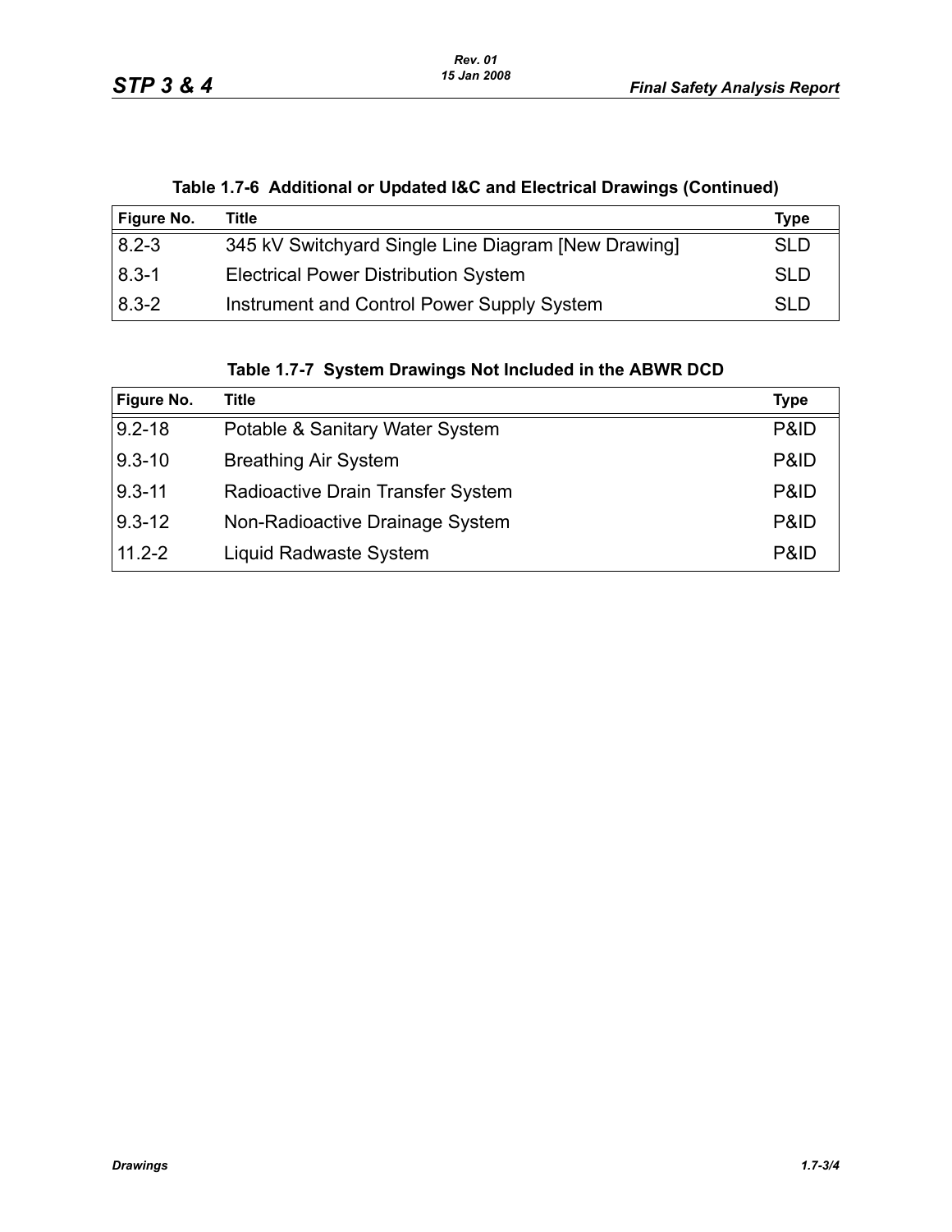**Table 1.7-6 Additional or Updated I&C and Electrical Drawings (Continued)**

| Figure No. | Title | Type |
|---|---|---|
| 8.2-3 | 345 kV Switchyard Single Line Diagram [New Drawing] | SLD |
| 8.3-1 | Electrical Power Distribution System | SLD |
| 8.3-2 | Instrument and Control Power Supply System | SLD |

**Table 1.7-7 System Drawings Not Included in the ABWR DCD**

| Figure No. | Title | Type |
|---|---|---|
| 9.2-18 | Potable & Sanitary Water System | P&ID |
| 9.3-10 | Breathing Air System | P&ID |
| 9.3-11 | Radioactive Drain Transfer System | P&ID |
| 9.3-12 | Non-Radioactive Drainage System | P&ID |
| 11.2-2 | Liquid Radwaste System | P&ID |